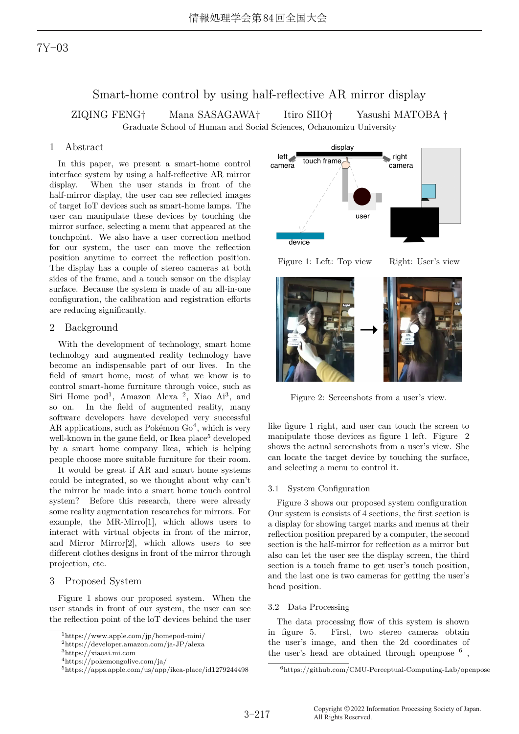7Y-03

# Smart-home control by using half-reflective AR mirror display

ZIQING FENG† Mana SASAGAWA† Itiro SIIO† Yasushi MATOBA †

Graduate School of Human and Social Sciences, Ochanomizu University

## 1 Abstract

In this paper, we present a smart-home control interface system by using a half-reflective AR mirror display. When the user stands in front of the half-mirror display, the user can see reflected images of target IoT devices such as smart-home lamps. The user can manipulate these devices by touching the mirror surface, selecting a menu that appeared at the touchpoint. We also have a user correction method for our system, the user can move the reflection position anytime to correct the reflection position. The display has a couple of stereo cameras at both sides of the frame, and a touch sensor on the display surface. Because the system is made of an all-in-one configuration, the calibration and registration efforts are reducing significantly.

## 2 Background

With the development of technology, smart home technology and augmented reality technology have become an indispensable part of our lives. In the field of smart home, most of what we know is to control smart-home furniture through voice, such as Siri Home pod[1], Amazon Alexa [2], Xiao Ai[3], and so on. In the field of augmented reality, many software developers have developed very successful AR applications, such as Pokémon Go[4], which is very well-known in the game field, or Ikea place[5] developed by a smart home company Ikea, which is helping people choose more suitable furniture for their room.

It would be great if AR and smart home systems could be integrated, so we thought about why can't the mirror be made into a smart home touch control system? Before this research, there were already some reality augmentation researches for mirrors. For example, the MR-Mirro[1], which allows users to interact with virtual objects in front of the mirror, and Mirror Mirror[2], which allows users to see different clothes designs in front of the mirror through projection, etc.

## 3 Proposed System

Figure 1 shows our proposed system. When the user stands in front of our system, the user can see the reflection point of the loT devices behind the user like figure 1 right, and user can touch the screen to manipulate those devices as figure 1 left. Figure 2 shows the actual screenshots from a user's view. She can locate the target device by touching the surface, and selecting a menu to control it.

Figure 1: Left: Top view Right: User's view

Figure 2: Screenshots from a user's view.

### 3.1 System Configuration

Figure 3 shows our proposed system configuration Our system is consists of 4 sections, the first section is a display for showing target marks and menus at their reflection position prepared by a computer, the second section is the half-mirror for reflection as a mirror but also can let the user see the display screen, the third section is a touch frame to get user's touch position, and the last one is two cameras for getting the user's head position.

### 3.2 Data Processing

The data processing flow of this system is shown in figure 5. First, two stereo cameras obtain the user's image, and then the 2d coordinates of the user's head are obtained through openpose [6] ,

---

[1]https://www.apple.com/jp/homepod-mini/
[2]https://developer.amazon.com/ja-JP/alexa
[3]https://xiaoai.mi.com
[4]https://pokemongolive.com/ja/
[5]https://apps.apple.com/us/app/ikea-place/id1279244498
[6]https://github.com/CMU-Perceptual-Computing-Lab/openpose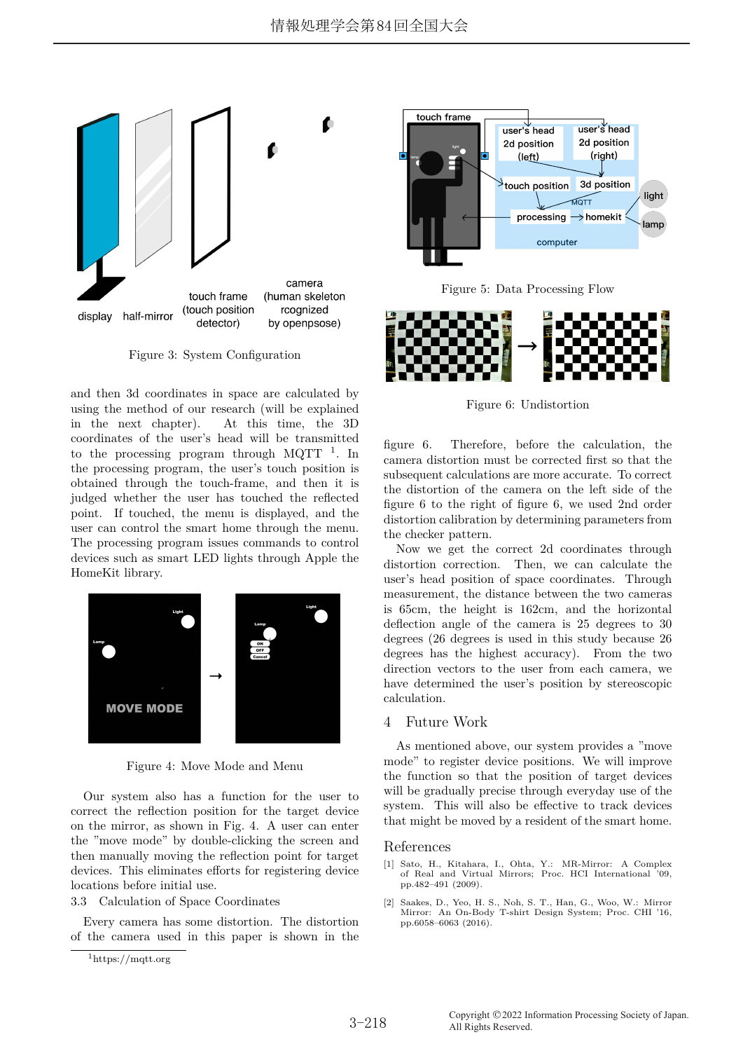display half-mirror touch frame (touch position detector) camera (human skeleton rcognized by openpsoe)

Figure 3: System Configuration

and then 3d coordinates in space are calculated by using the method of our research (will be explained in the next chapter). At this time, the 3D coordinates of the user's head will be transmitted to the processing program through MQTT [1]. In the processing program, the user's touch position is obtained through the touch-frame, and then it is judged whether the user has touched the reflected point. If touched, the menu is displayed, and the user can control the smart home through the menu. The processing program issues commands to control devices such as smart LED lights through Apple the HomeKit library.

Figure 4: Move Mode and Menu

Our system also has a function for the user to correct the reflection position for the target device on the mirror, as shown in Fig. 4. A user can enter the "move mode" by double-clicking the screen and then manually moving the reflection point for target devices. This eliminates efforts for registering device locations before initial use.

### 3.3 Calculation of Space Coordinates

Every camera has some distortion. The distortion of the camera used in this paper is shown in the figure 6. Therefore, before the calculation, the camera distortion must be corrected first so that the subsequent calculations are more accurate. To correct the distortion of the camera on the left side of the figure 6 to the right of figure 6, we used 2nd order distortion calibration by determining parameters from the checker pattern.

Figure 5: Data Processing Flow

Figure 6: Undistortion

Now we get the correct 2d coordinates through distortion correction. Then, we can calculate the user's head position of space coordinates. Through measurement, the distance between the two cameras is 65cm, the height is 162cm, and the horizontal deflection angle of the camera is 25 degrees to 30 degrees (26 degrees is used in this study because 26 degrees has the highest accuracy). From the two direction vectors to the user from each camera, we have determined the user's position by stereoscopic calculation.

## 4 Future Work

As mentioned above, our system provides a "move mode" to register device positions. We will improve the function so that the position of target devices will be gradually precise through everyday use of the system. This will also be effective to track devices that might be moved by a resident of the smart home.

## References

[1] Sato, H., Kitahara, I., Ohta, Y.: MR-Mirror: A Complex of Real and Virtual Mirrors; Proc. HCI International '09, pp.482–491 (2009).

[2] Saakes, D., Yeo, H. S., Noh, S. T., Han, G., Woo, W.: Mirror Mirror: An On-Body T-shirt Design System; Proc. CHI '16, pp.6058–6063 (2016).

[1] https://mqtt.org

Copyright ©2022 Information Processing Society of Japan. All Rights Reserved.